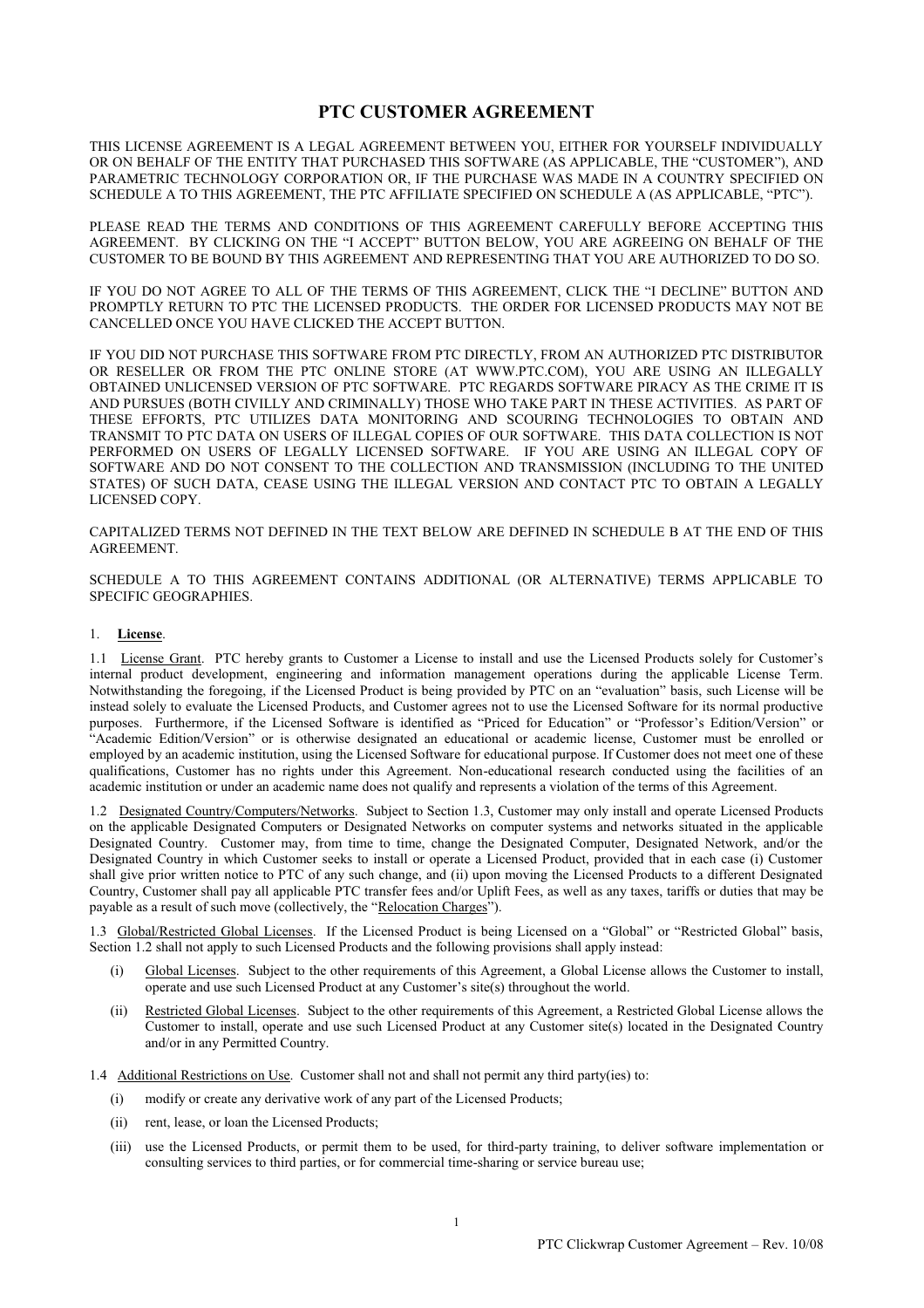# PTC CUSTOMER AGREEMENT

THIS LICENSE AGREEMENT IS A LEGAL AGREEMENT BETWEEN YOU, EITHER FOR YOURSELF INDIVIDUALLY OR ON BEHALF OF THE ENTITY THAT PURCHASED THIS SOFTWARE (AS APPLICABLE, THE "CUSTOMER"), AND PARAMETRIC TECHNOLOGY CORPORATION OR, IF THE PURCHASE WAS MADE IN A COUNTRY SPECIFIED ON SCHEDULE A TO THIS AGREEMENT, THE PTC AFFILIATE SPECIFIED ON SCHEDULE A (AS APPLICABLE, "PTC").

PLEASE READ THE TERMS AND CONDITIONS OF THIS AGREEMENT CAREFULLY BEFORE ACCEPTING THIS AGREEMENT. BY CLICKING ON THE "I ACCEPT" BUTTON BELOW, YOU ARE AGREEING ON BEHALF OF THE CUSTOMER TO BE BOUND BY THIS AGREEMENT AND REPRESENTING THAT YOU ARE AUTHORIZED TO DO SO.

IF YOU DO NOT AGREE TO ALL OF THE TERMS OF THIS AGREEMENT, CLICK THE "I DECLINE" BUTTON AND PROMPTLY RETURN TO PTC THE LICENSED PRODUCTS. THE ORDER FOR LICENSED PRODUCTS MAY NOT BE CANCELLED ONCE YOU HAVE CLICKED THE ACCEPT BUTTON.

IF YOU DID NOT PURCHASE THIS SOFTWARE FROM PTC DIRECTLY, FROM AN AUTHORIZED PTC DISTRIBUTOR OR RESELLER OR FROM THE PTC ONLINE STORE (AT WWW.PTC.COM), YOU ARE USING AN ILLEGALLY OBTAINED UNLICENSED VERSION OF PTC SOFTWARE. PTC REGARDS SOFTWARE PIRACY AS THE CRIME IT IS AND PURSUES (BOTH CIVILLY AND CRIMINALLY) THOSE WHO TAKE PART IN THESE ACTIVITIES. AS PART OF THESE EFFORTS, PTC UTILIZES DATA MONITORING AND SCOURING TECHNOLOGIES TO OBTAIN AND TRANSMIT TO PTC DATA ON USERS OF ILLEGAL COPIES OF OUR SOFTWARE. THIS DATA COLLECTION IS NOT PERFORMED ON USERS OF LEGALLY LICENSED SOFTWARE. IF YOU ARE USING AN ILLEGAL COPY OF SOFTWARE AND DO NOT CONSENT TO THE COLLECTION AND TRANSMISSION (INCLUDING TO THE UNITED STATES) OF SUCH DATA, CEASE USING THE ILLEGAL VERSION AND CONTACT PTC TO OBTAIN A LEGALLY LICENSED COPY.

CAPITALIZED TERMS NOT DEFINED IN THE TEXT BELOW ARE DEFINED IN SCHEDULE B AT THE END OF THIS AGREEMENT.

SCHEDULE A TO THIS AGREEMENT CONTAINS ADDITIONAL (OR ALTERNATIVE) TERMS APPLICABLE TO SPECIFIC GEOGRAPHIES.

1. **License**.

1.1 License Grant. PTC hereby grants to Customer a License to install and use the Licensed Products solely for Customer's internal product development, engineering and information management operations during the applicable License Term. Notwithstanding the foregoing, if the Licensed Product is being provided by PTC on an "evaluation" basis, such License will be instead solely to evaluate the Licensed Products, and Customer agrees not to use the Licensed Software for its normal productive purposes. Furthermore, if the Licensed Software is identified as "Priced for Education" or "Professor's Edition/Version" or "Academic Edition/Version" or is otherwise designated an educational or academic license, Customer must be enrolled or employed by an academic institution, using the Licensed Software for educational purpose. If Customer does not meet one of these qualifications, Customer has no rights under this Agreement. Non-educational research conducted using the facilities of an academic institution or under an academic name does not qualify and represents a violation of the terms of this Agreement.

1.2 Designated Country/Computers/Networks. Subject to Section 1.3, Customer may only install and operate Licensed Products on the applicable Designated Computers or Designated Networks on computer systems and networks situated in the applicable Designated Country. Customer may, from time to time, change the Designated Computer, Designated Network, and/or the Designated Country in which Customer seeks to install or operate a Licensed Product, provided that in each case (i) Customer shall give prior written notice to PTC of any such change, and (ii) upon moving the Licensed Products to a different Designated Country, Customer shall pay all applicable PTC transfer fees and/or Uplift Fees, as well as any taxes, tariffs or duties that may be payable as a result of such move (collectively, the "Relocation Charges").

1.3 Global/Restricted Global Licenses. If the Licensed Product is being Licensed on a "Global" or "Restricted Global" basis, Section 1.2 shall not apply to such Licensed Products and the following provisions shall apply instead:

(i) Global Licenses. Subject to the other requirements of this Agreement, a Global License allows the Customer to install, operate and use such Licensed Product at any Customer's site(s) throughout the world.

(ii) Restricted Global Licenses. Subject to the other requirements of this Agreement, a Restricted Global License allows the Customer to install, operate and use such Licensed Product at any Customer site(s) located in the Designated Country and/or in any Permitted Country.

1.4 Additional Restrictions on Use. Customer shall not and shall not permit any third party(ies) to:

(i) modify or create any derivative work of any part of the Licensed Products;

(ii) rent, lease, or loan the Licensed Products;

(iii) use the Licensed Products, or permit them to be used, for third-party training, to deliver software implementation or consulting services to third parties, or for commercial time-sharing or service bureau use;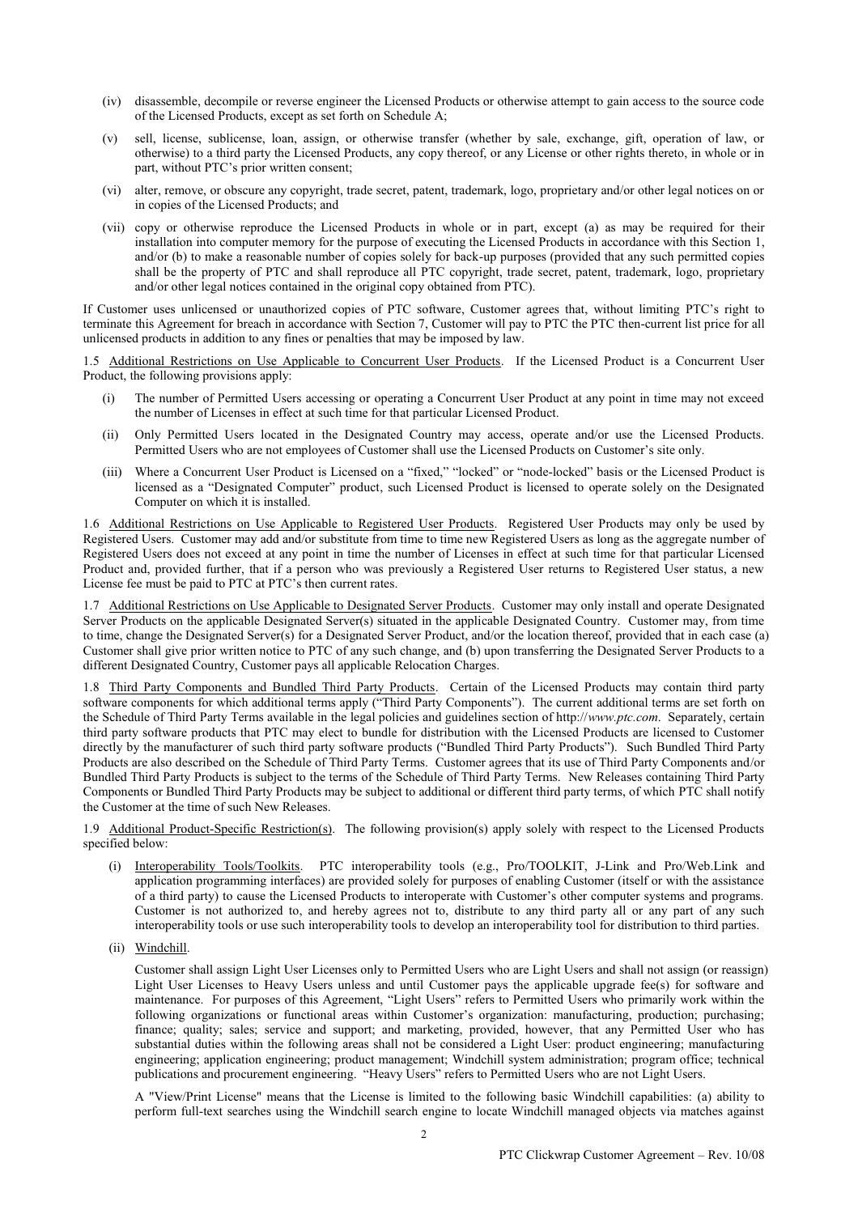(iv) disassemble, decompile or reverse engineer the Licensed Products or otherwise attempt to gain access to the source code of the Licensed Products, except as set forth on Schedule A;

(v) sell, license, sublicense, loan, assign, or otherwise transfer (whether by sale, exchange, gift, operation of law, or otherwise) to a third party the Licensed Products, any copy thereof, or any License or other rights thereto, in whole or in part, without PTC's prior written consent;

(vi) alter, remove, or obscure any copyright, trade secret, patent, trademark, logo, proprietary and/or other legal notices on or in copies of the Licensed Products; and

(vii) copy or otherwise reproduce the Licensed Products in whole or in part, except (a) as may be required for their installation into computer memory for the purpose of executing the Licensed Products in accordance with this Section 1, and/or (b) to make a reasonable number of copies solely for back-up purposes (provided that any such permitted copies shall be the property of PTC and shall reproduce all PTC copyright, trade secret, patent, trademark, logo, proprietary and/or other legal notices contained in the original copy obtained from PTC).

If Customer uses unlicensed or unauthorized copies of PTC software, Customer agrees that, without limiting PTC's right to terminate this Agreement for breach in accordance with Section 7, Customer will pay to PTC the PTC then-current list price for all unlicensed products in addition to any fines or penalties that may be imposed by law.

1.5 Additional Restrictions on Use Applicable to Concurrent User Products. If the Licensed Product is a Concurrent User Product, the following provisions apply:

(i) The number of Permitted Users accessing or operating a Concurrent User Product at any point in time may not exceed the number of Licenses in effect at such time for that particular Licensed Product.

(ii) Only Permitted Users located in the Designated Country may access, operate and/or use the Licensed Products. Permitted Users who are not employees of Customer shall use the Licensed Products on Customer's site only.

(iii) Where a Concurrent User Product is Licensed on a "fixed," "locked" or "node-locked" basis or the Licensed Product is licensed as a "Designated Computer" product, such Licensed Product is licensed to operate solely on the Designated Computer on which it is installed.

1.6 Additional Restrictions on Use Applicable to Registered User Products. Registered User Products may only be used by Registered Users. Customer may add and/or substitute from time to time new Registered Users as long as the aggregate number of Registered Users does not exceed at any point in time the number of Licenses in effect at such time for that particular Licensed Product and, provided further, that if a person who was previously a Registered User returns to Registered User status, a new License fee must be paid to PTC at PTC's then current rates.

1.7 Additional Restrictions on Use Applicable to Designated Server Products. Customer may only install and operate Designated Server Products on the applicable Designated Server(s) situated in the applicable Designated Country. Customer may, from time to time, change the Designated Server(s) for a Designated Server Product, and/or the location thereof, provided that in each case (a) Customer shall give prior written notice to PTC of any such change, and (b) upon transferring the Designated Server Products to a different Designated Country, Customer pays all applicable Relocation Charges.

1.8 Third Party Components and Bundled Third Party Products. Certain of the Licensed Products may contain third party software components for which additional terms apply ("Third Party Components"). The current additional terms are set forth on the Schedule of Third Party Terms available in the legal policies and guidelines section of http://*www.ptc.com*. Separately, certain third party software products that PTC may elect to bundle for distribution with the Licensed Products are licensed to Customer directly by the manufacturer of such third party software products ("Bundled Third Party Products"). Such Bundled Third Party Products are also described on the Schedule of Third Party Terms. Customer agrees that its use of Third Party Components and/or Bundled Third Party Products is subject to the terms of the Schedule of Third Party Terms. New Releases containing Third Party Components or Bundled Third Party Products may be subject to additional or different third party terms, of which PTC shall notify the Customer at the time of such New Releases.

1.9 Additional Product-Specific Restriction(s). The following provision(s) apply solely with respect to the Licensed Products specified below:

(i) Interoperability Tools/Toolkits. PTC interoperability tools (e.g., Pro/TOOLKIT, J-Link and Pro/Web.Link and application programming interfaces) are provided solely for purposes of enabling Customer (itself or with the assistance of a third party) to cause the Licensed Products to interoperate with Customer's other computer systems and programs. Customer is not authorized to, and hereby agrees not to, distribute to any third party all or any part of any such interoperability tools or use such interoperability tools to develop an interoperability tool for distribution to third parties.

(ii) Windchill.

Customer shall assign Light User Licenses only to Permitted Users who are Light Users and shall not assign (or reassign) Light User Licenses to Heavy Users unless and until Customer pays the applicable upgrade fee(s) for software and maintenance. For purposes of this Agreement, "Light Users" refers to Permitted Users who primarily work within the following organizations or functional areas within Customer's organization: manufacturing, production; purchasing; finance; quality; sales; service and support; and marketing, provided, however, that any Permitted User who has substantial duties within the following areas shall not be considered a Light User: product engineering; manufacturing engineering; application engineering; product management; Windchill system administration; program office; technical publications and procurement engineering. "Heavy Users" refers to Permitted Users who are not Light Users.

A "View/Print License" means that the License is limited to the following basic Windchill capabilities: (a) ability to perform full-text searches using the Windchill search engine to locate Windchill managed objects via matches against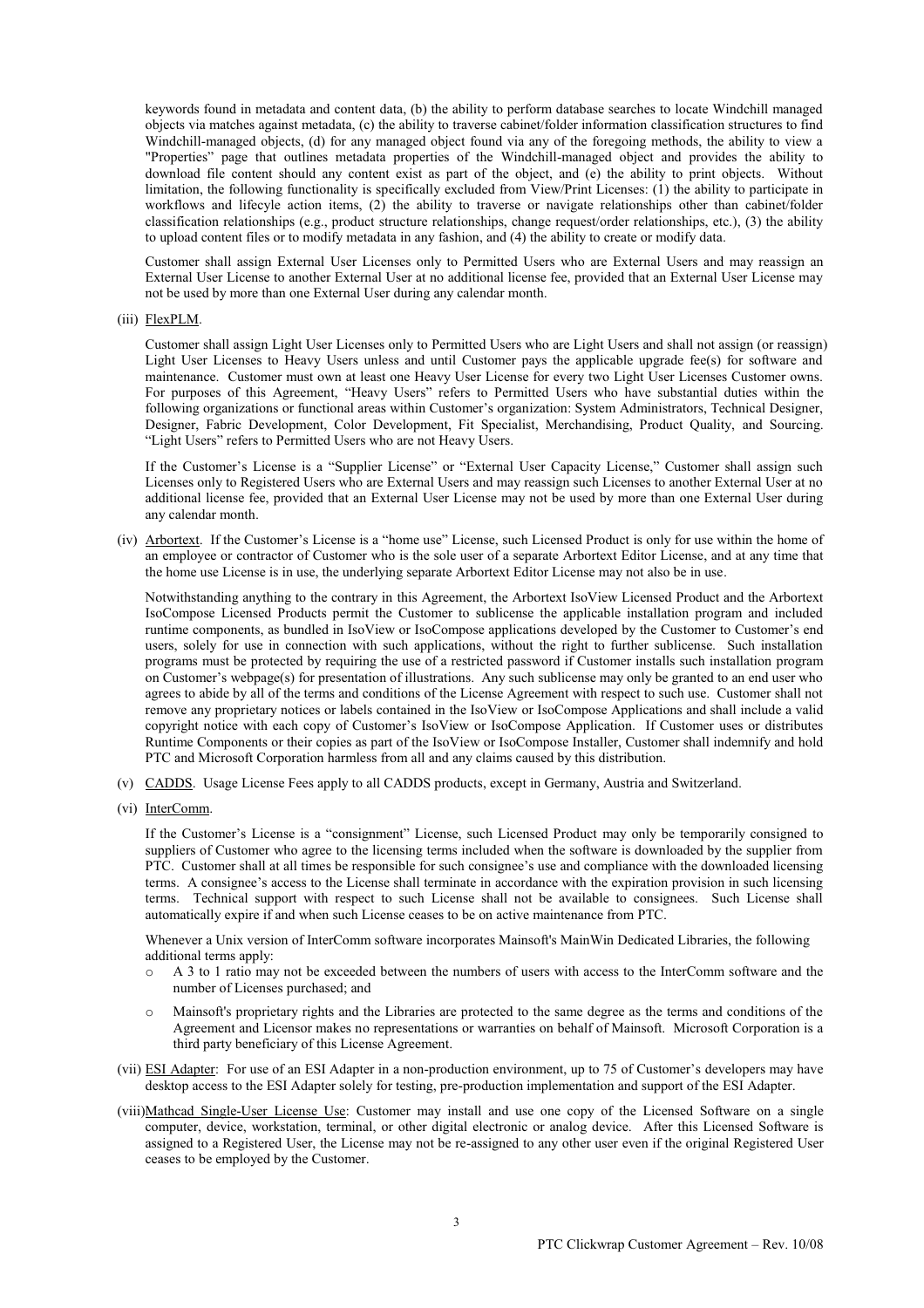keywords found in metadata and content data, (b) the ability to perform database searches to locate Windchill managed objects via matches against metadata, (c) the ability to traverse cabinet/folder information classification structures to find Windchill-managed objects, (d) for any managed object found via any of the foregoing methods, the ability to view a "Properties" page that outlines metadata properties of the Windchill-managed object and provides the ability to download file content should any content exist as part of the object, and (e) the ability to print objects. Without limitation, the following functionality is specifically excluded from View/Print Licenses: (1) the ability to participate in workflows and lifecycle action items, (2) the ability to traverse or navigate relationships other than cabinet/folder classification relationships (e.g., product structure relationships, change request/order relationships, etc.), (3) the ability to upload content files or to modify metadata in any fashion, and (4) the ability to create or modify data.

Customer shall assign External User Licenses only to Permitted Users who are External Users and may reassign an External User License to another External User at no additional license fee, provided that an External User License may not be used by more than one External User during any calendar month.

(iii) FlexPLM.

Customer shall assign Light User Licenses only to Permitted Users who are Light Users and shall not assign (or reassign) Light User Licenses to Heavy Users unless and until Customer pays the applicable upgrade fee(s) for software and maintenance. Customer must own at least one Heavy User License for every two Light User Licenses Customer owns. For purposes of this Agreement, "Heavy Users" refers to Permitted Users who have substantial duties within the following organizations or functional areas within Customer's organization: System Administrators, Technical Designer, Designer, Fabric Development, Color Development, Fit Specialist, Merchandising, Product Quality, and Sourcing. "Light Users" refers to Permitted Users who are not Heavy Users.

If the Customer's License is a "Supplier License" or "External User Capacity License," Customer shall assign such Licenses only to Registered Users who are External Users and may reassign such Licenses to another External User at no additional license fee, provided that an External User License may not be used by more than one External User during any calendar month.

(iv) Arbortext. If the Customer's License is a "home use" License, such Licensed Product is only for use within the home of an employee or contractor of Customer who is the sole user of a separate Arbortext Editor License, and at any time that the home use License is in use, the underlying separate Arbortext Editor License may not also be in use.

Notwithstanding anything to the contrary in this Agreement, the Arbortext IsoView Licensed Product and the Arbortext IsoCompose Licensed Products permit the Customer to sublicense the applicable installation program and included runtime components, as bundled in IsoView or IsoCompose applications developed by the Customer to Customer's end users, solely for use in connection with such applications, without the right to further sublicense. Such installation programs must be protected by requiring the use of a restricted password if Customer installs such installation program on Customer's webpage(s) for presentation of illustrations. Any such sublicense may only be granted to an end user who agrees to abide by all of the terms and conditions of the License Agreement with respect to such use. Customer shall not remove any proprietary notices or labels contained in the IsoView or IsoCompose Applications and shall include a valid copyright notice with each copy of Customer's IsoView or IsoCompose Application. If Customer uses or distributes Runtime Components or their copies as part of the IsoView or IsoCompose Installer, Customer shall indemnify and hold PTC and Microsoft Corporation harmless from all and any claims caused by this distribution.

(v) CADDS. Usage License Fees apply to all CADDS products, except in Germany, Austria and Switzerland.

(vi) InterComm.

If the Customer's License is a "consignment" License, such Licensed Product may only be temporarily consigned to suppliers of Customer who agree to the licensing terms included when the software is downloaded by the supplier from PTC. Customer shall at all times be responsible for such consignee's use and compliance with the downloaded licensing terms. A consignee's access to the License shall terminate in accordance with the expiration provision in such licensing terms. Technical support with respect to such License shall not be available to consignees. Such License shall automatically expire if and when such License ceases to be on active maintenance from PTC.

Whenever a Unix version of InterComm software incorporates Mainsoft's MainWin Dedicated Libraries, the following additional terms apply:

- A 3 to 1 ratio may not be exceeded between the numbers of users with access to the InterComm software and the number of Licenses purchased; and
- Mainsoft's proprietary rights and the Libraries are protected to the same degree as the terms and conditions of the Agreement and Licensor makes no representations or warranties on behalf of Mainsoft. Microsoft Corporation is a third party beneficiary of this License Agreement.

(vii) ESI Adapter: For use of an ESI Adapter in a non-production environment, up to 75 of Customer's developers may have desktop access to the ESI Adapter solely for testing, pre-production implementation and support of the ESI Adapter.

(viii) Mathcad Single-User License Use: Customer may install and use one copy of the Licensed Software on a single computer, device, workstation, terminal, or other digital electronic or analog device. After this Licensed Software is assigned to a Registered User, the License may not be re-assigned to any other user even if the original Registered User ceases to be employed by the Customer.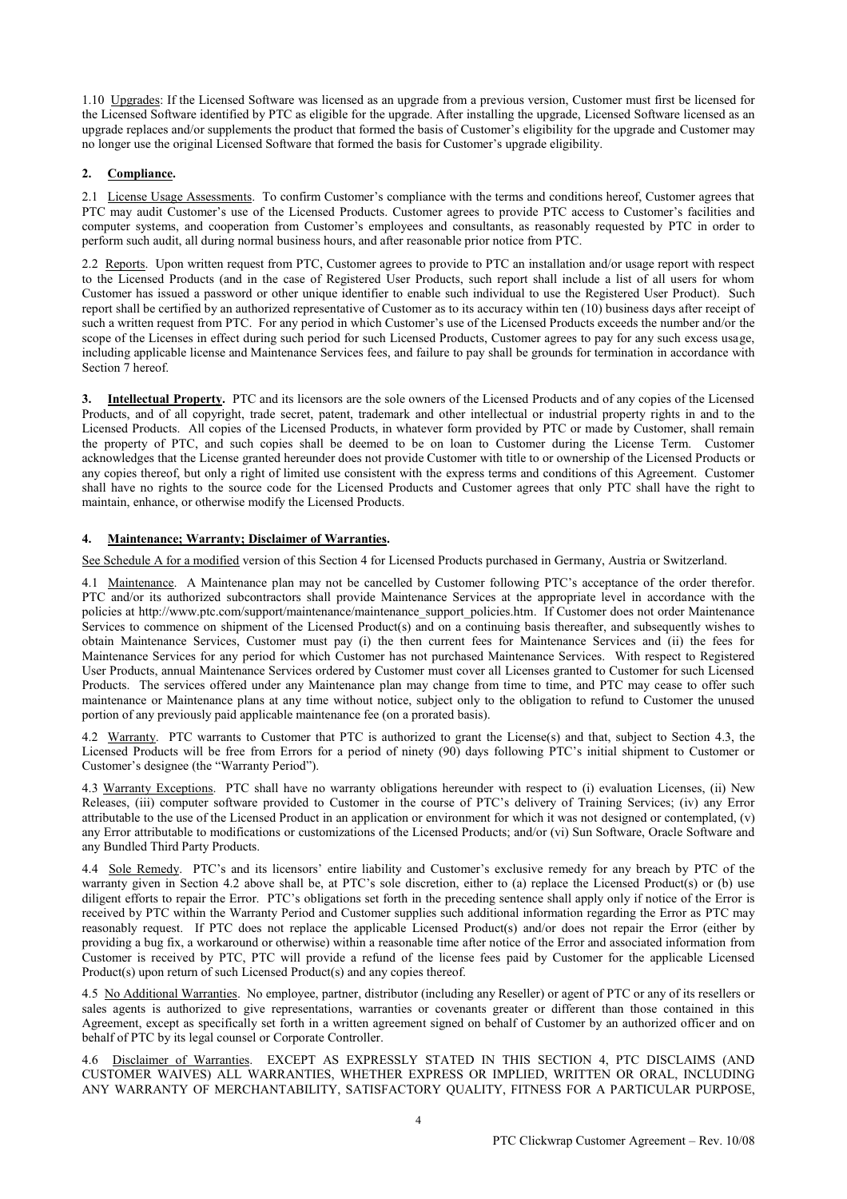1.10 Upgrades: If the Licensed Software was licensed as an upgrade from a previous version, Customer must first be licensed for the Licensed Software identified by PTC as eligible for the upgrade. After installing the upgrade, Licensed Software licensed as an upgrade replaces and/or supplements the product that formed the basis of Customer's eligibility for the upgrade and Customer may no longer use the original Licensed Software that formed the basis for Customer's upgrade eligibility.

**2. Compliance.**

2.1 License Usage Assessments. To confirm Customer's compliance with the terms and conditions hereof, Customer agrees that PTC may audit Customer's use of the Licensed Products. Customer agrees to provide PTC access to Customer's facilities and computer systems, and cooperation from Customer's employees and consultants, as reasonably requested by PTC in order to perform such audit, all during normal business hours, and after reasonable prior notice from PTC.

2.2 Reports. Upon written request from PTC, Customer agrees to provide to PTC an installation and/or usage report with respect to the Licensed Products (and in the case of Registered User Products, such report shall include a list of all users for whom Customer has issued a password or other unique identifier to enable such individual to use the Registered User Product). Such report shall be certified by an authorized representative of Customer as to its accuracy within ten (10) business days after receipt of such a written request from PTC. For any period in which Customer's use of the Licensed Products exceeds the number and/or the scope of the Licenses in effect during such period for such Licensed Products, Customer agrees to pay for any such excess usage, including applicable license and Maintenance Services fees, and failure to pay shall be grounds for termination in accordance with Section 7 hereof.

**3. Intellectual Property.** PTC and its licensors are the sole owners of the Licensed Products and of any copies of the Licensed Products, and of all copyright, trade secret, patent, trademark and other intellectual or industrial property rights in and to the Licensed Products. All copies of the Licensed Products, in whatever form provided by PTC or made by Customer, shall remain the property of PTC, and such copies shall be deemed to be on loan to Customer during the License Term. Customer acknowledges that the License granted hereunder does not provide Customer with title to or ownership of the Licensed Products or any copies thereof, but only a right of limited use consistent with the express terms and conditions of this Agreement. Customer shall have no rights to the source code for the Licensed Products and Customer agrees that only PTC shall have the right to maintain, enhance, or otherwise modify the Licensed Products.

**4. Maintenance; Warranty; Disclaimer of Warranties.**

See Schedule A for a modified version of this Section 4 for Licensed Products purchased in Germany, Austria or Switzerland.

4.1 Maintenance. A Maintenance plan may not be cancelled by Customer following PTC's acceptance of the order therefor. PTC and/or its authorized subcontractors shall provide Maintenance Services at the appropriate level in accordance with the policies at http://www.ptc.com/support/maintenance/maintenance_support_policies.htm. If Customer does not order Maintenance Services to commence on shipment of the Licensed Product(s) and on a continuing basis thereafter, and subsequently wishes to obtain Maintenance Services, Customer must pay (i) the then current fees for Maintenance Services and (ii) the fees for Maintenance Services for any period for which Customer has not purchased Maintenance Services. With respect to Registered User Products, annual Maintenance Services ordered by Customer must cover all Licenses granted to Customer for such Licensed Products. The services offered under any Maintenance plan may change from time to time, and PTC may cease to offer such maintenance or Maintenance plans at any time without notice, subject only to the obligation to refund to Customer the unused portion of any previously paid applicable maintenance fee (on a prorated basis).

4.2 Warranty. PTC warrants to Customer that PTC is authorized to grant the License(s) and that, subject to Section 4.3, the Licensed Products will be free from Errors for a period of ninety (90) days following PTC's initial shipment to Customer or Customer's designee (the "Warranty Period").

4.3 Warranty Exceptions. PTC shall have no warranty obligations hereunder with respect to (i) evaluation Licenses, (ii) New Releases, (iii) computer software provided to Customer in the course of PTC's delivery of Training Services; (iv) any Error attributable to the use of the Licensed Product in an application or environment for which it was not designed or contemplated, (v) any Error attributable to modifications or customizations of the Licensed Products; and/or (vi) Sun Software, Oracle Software and any Bundled Third Party Products.

4.4 Sole Remedy. PTC's and its licensors' entire liability and Customer's exclusive remedy for any breach by PTC of the warranty given in Section 4.2 above shall be, at PTC's sole discretion, either to (a) replace the Licensed Product(s) or (b) use diligent efforts to repair the Error. PTC's obligations set forth in the preceding sentence shall apply only if notice of the Error is received by PTC within the Warranty Period and Customer supplies such additional information regarding the Error as PTC may reasonably request. If PTC does not replace the applicable Licensed Product(s) and/or does not repair the Error (either by providing a bug fix, a workaround or otherwise) within a reasonable time after notice of the Error and associated information from Customer is received by PTC, PTC will provide a refund of the license fees paid by Customer for the applicable Licensed Product(s) upon return of such Licensed Product(s) and any copies thereof.

4.5 No Additional Warranties. No employee, partner, distributor (including any Reseller) or agent of PTC or any of its resellers or sales agents is authorized to give representations, warranties or covenants greater or different than those contained in this Agreement, except as specifically set forth in a written agreement signed on behalf of Customer by an authorized officer and on behalf of PTC by its legal counsel or Corporate Controller.

4.6 Disclaimer of Warranties. EXCEPT AS EXPRESSLY STATED IN THIS SECTION 4, PTC DISCLAIMS (AND CUSTOMER WAIVES) ALL WARRANTIES, WHETHER EXPRESS OR IMPLIED, WRITTEN OR ORAL, INCLUDING ANY WARRANTY OF MERCHANTABILITY, SATISFACTORY QUALITY, FITNESS FOR A PARTICULAR PURPOSE,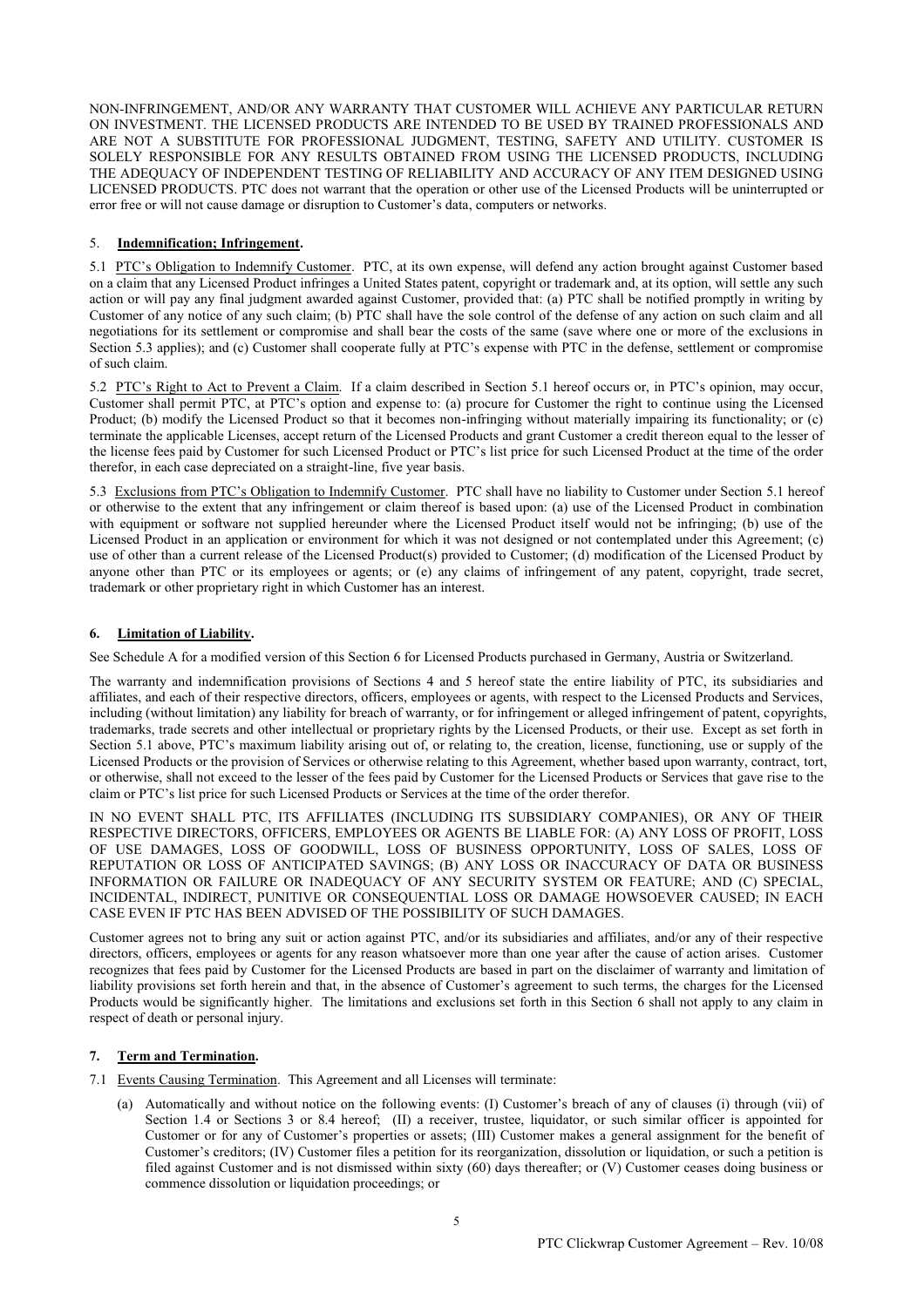NON-INFRINGEMENT, AND/OR ANY WARRANTY THAT CUSTOMER WILL ACHIEVE ANY PARTICULAR RETURN ON INVESTMENT. THE LICENSED PRODUCTS ARE INTENDED TO BE USED BY TRAINED PROFESSIONALS AND ARE NOT A SUBSTITUTE FOR PROFESSIONAL JUDGMENT, TESTING, SAFETY AND UTILITY. CUSTOMER IS SOLELY RESPONSIBLE FOR ANY RESULTS OBTAINED FROM USING THE LICENSED PRODUCTS, INCLUDING THE ADEQUACY OF INDEPENDENT TESTING OF RELIABILITY AND ACCURACY OF ANY ITEM DESIGNED USING LICENSED PRODUCTS. PTC does not warrant that the operation or other use of the Licensed Products will be uninterrupted or error free or will not cause damage or disruption to Customer's data, computers or networks.

## 5. Indemnification; Infringement.

5.1 PTC's Obligation to Indemnify Customer. PTC, at its own expense, will defend any action brought against Customer based on a claim that any Licensed Product infringes a United States patent, copyright or trademark and, at its option, will settle any such action or will pay any final judgment awarded against Customer, provided that: (a) PTC shall be notified promptly in writing by Customer of any notice of any such claim; (b) PTC shall have the sole control of the defense of any action on such claim and all negotiations for its settlement or compromise and shall bear the costs of the same (save where one or more of the exclusions in Section 5.3 applies); and (c) Customer shall cooperate fully at PTC's expense with PTC in the defense, settlement or compromise of such claim.

5.2 PTC's Right to Act to Prevent a Claim. If a claim described in Section 5.1 hereof occurs or, in PTC's opinion, may occur, Customer shall permit PTC, at PTC's option and expense to: (a) procure for Customer the right to continue using the Licensed Product; (b) modify the Licensed Product so that it becomes non-infringing without materially impairing its functionality; or (c) terminate the applicable Licenses, accept return of the Licensed Products and grant Customer a credit thereon equal to the lesser of the license fees paid by Customer for such Licensed Product or PTC's list price for such Licensed Product at the time of the order therefor, in each case depreciated on a straight-line, five year basis.

5.3 Exclusions from PTC's Obligation to Indemnify Customer. PTC shall have no liability to Customer under Section 5.1 hereof or otherwise to the extent that any infringement or claim thereof is based upon: (a) use of the Licensed Product in combination with equipment or software not supplied hereunder where the Licensed Product itself would not be infringing; (b) use of the Licensed Product in an application or environment for which it was not designed or not contemplated under this Agreement; (c) use of other than a current release of the Licensed Product(s) provided to Customer; (d) modification of the Licensed Product by anyone other than PTC or its employees or agents; or (e) any claims of infringement of any patent, copyright, trade secret, trademark or other proprietary right in which Customer has an interest.

## 6. Limitation of Liability.

See Schedule A for a modified version of this Section 6 for Licensed Products purchased in Germany, Austria or Switzerland.

The warranty and indemnification provisions of Sections 4 and 5 hereof state the entire liability of PTC, its subsidiaries and affiliates, and each of their respective directors, officers, employees or agents, with respect to the Licensed Products and Services, including (without limitation) any liability for breach of warranty, or for infringement or alleged infringement of patent, copyrights, trademarks, trade secrets and other intellectual or proprietary rights by the Licensed Products, or their use. Except as set forth in Section 5.1 above, PTC's maximum liability arising out of, or relating to, the creation, license, functioning, use or supply of the Licensed Products or the provision of Services or otherwise relating to this Agreement, whether based upon warranty, contract, tort, or otherwise, shall not exceed to the lesser of the fees paid by Customer for the Licensed Products or Services that gave rise to the claim or PTC's list price for such Licensed Products or Services at the time of the order therefor.

IN NO EVENT SHALL PTC, ITS AFFILIATES (INCLUDING ITS SUBSIDIARY COMPANIES), OR ANY OF THEIR RESPECTIVE DIRECTORS, OFFICERS, EMPLOYEES OR AGENTS BE LIABLE FOR: (A) ANY LOSS OF PROFIT, LOSS OF USE DAMAGES, LOSS OF GOODWILL, LOSS OF BUSINESS OPPORTUNITY, LOSS OF SALES, LOSS OF REPUTATION OR LOSS OF ANTICIPATED SAVINGS; (B) ANY LOSS OR INACCURACY OF DATA OR BUSINESS INFORMATION OR FAILURE OR INADEQUACY OF ANY SECURITY SYSTEM OR FEATURE; AND (C) SPECIAL, INCIDENTAL, INDIRECT, PUNITIVE OR CONSEQUENTIAL LOSS OR DAMAGE HOWSOEVER CAUSED; IN EACH CASE EVEN IF PTC HAS BEEN ADVISED OF THE POSSIBILITY OF SUCH DAMAGES.

Customer agrees not to bring any suit or action against PTC, and/or its subsidiaries and affiliates, and/or any of their respective directors, officers, employees or agents for any reason whatsoever more than one year after the cause of action arises. Customer recognizes that fees paid by Customer for the Licensed Products are based in part on the disclaimer of warranty and limitation of liability provisions set forth herein and that, in the absence of Customer's agreement to such terms, the charges for the Licensed Products would be significantly higher. The limitations and exclusions set forth in this Section 6 shall not apply to any claim in respect of death or personal injury.

## 7. Term and Termination.

7.1 Events Causing Termination. This Agreement and all Licenses will terminate:

(a) Automatically and without notice on the following events: (I) Customer's breach of any of clauses (i) through (vii) of Section 1.4 or Sections 3 or 8.4 hereof; (II) a receiver, trustee, liquidator, or such similar officer is appointed for Customer or for any of Customer's properties or assets; (III) Customer makes a general assignment for the benefit of Customer's creditors; (IV) Customer files a petition for its reorganization, dissolution or liquidation, or such a petition is filed against Customer and is not dismissed within sixty (60) days thereafter; or (V) Customer ceases doing business or commence dissolution or liquidation proceedings; or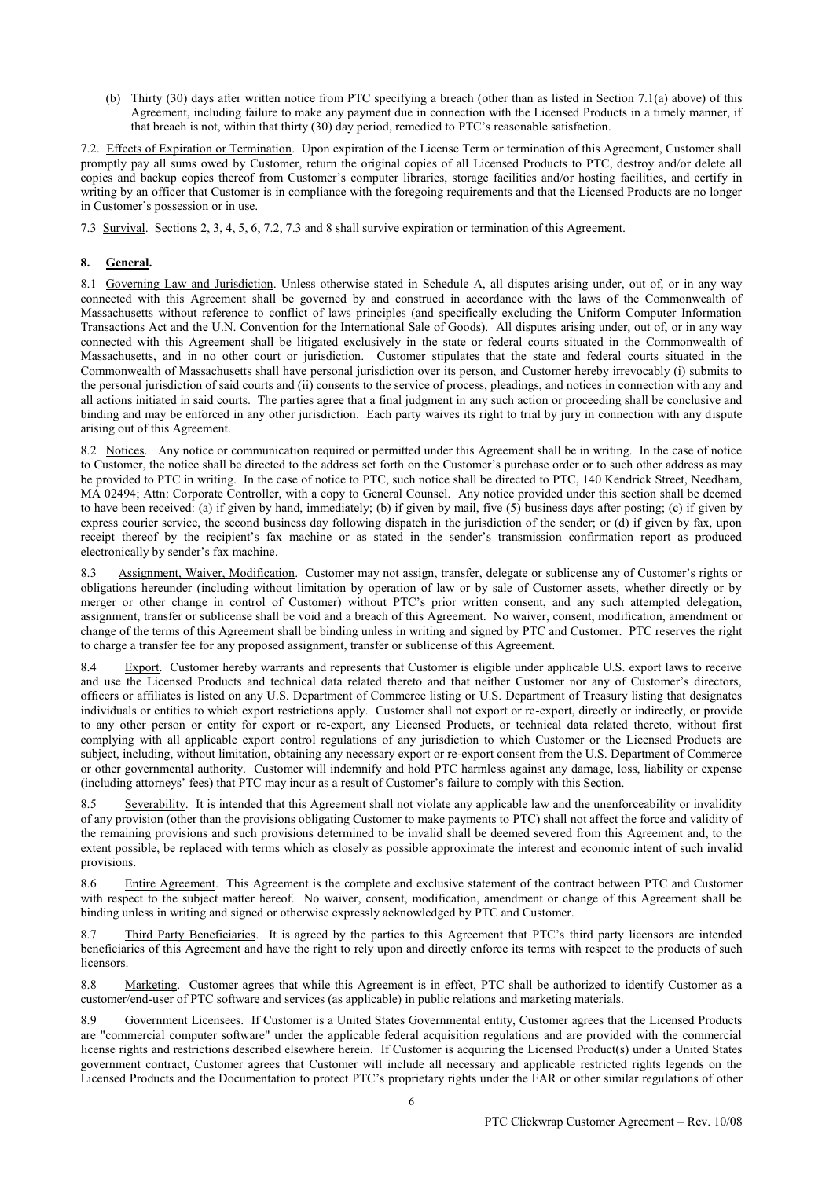(b) Thirty (30) days after written notice from PTC specifying a breach (other than as listed in Section 7.1(a) above) of this Agreement, including failure to make any payment due in connection with the Licensed Products in a timely manner, if that breach is not, within that thirty (30) day period, remedied to PTC's reasonable satisfaction.

7.2. Effects of Expiration or Termination. Upon expiration of the License Term or termination of this Agreement, Customer shall promptly pay all sums owed by Customer, return the original copies of all Licensed Products to PTC, destroy and/or delete all copies and backup copies thereof from Customer's computer libraries, storage facilities and/or hosting facilities, and certify in writing by an officer that Customer is in compliance with the foregoing requirements and that the Licensed Products are no longer in Customer's possession or in use.

7.3 Survival. Sections 2, 3, 4, 5, 6, 7.2, 7.3 and 8 shall survive expiration or termination of this Agreement.

## 8. General.

8.1 Governing Law and Jurisdiction. Unless otherwise stated in Schedule A, all disputes arising under, out of, or in any way connected with this Agreement shall be governed by and construed in accordance with the laws of the Commonwealth of Massachusetts without reference to conflict of laws principles (and specifically excluding the Uniform Computer Information Transactions Act and the U.N. Convention for the International Sale of Goods). All disputes arising under, out of, or in any way connected with this Agreement shall be litigated exclusively in the state or federal courts situated in the Commonwealth of Massachusetts, and in no other court or jurisdiction. Customer stipulates that the state and federal courts situated in the Commonwealth of Massachusetts shall have personal jurisdiction over its person, and Customer hereby irrevocably (i) submits to the personal jurisdiction of said courts and (ii) consents to the service of process, pleadings, and notices in connection with any and all actions initiated in said courts. The parties agree that a final judgment in any such action or proceeding shall be conclusive and binding and may be enforced in any other jurisdiction. Each party waives its right to trial by jury in connection with any dispute arising out of this Agreement.

8.2 Notices. Any notice or communication required or permitted under this Agreement shall be in writing. In the case of notice to Customer, the notice shall be directed to the address set forth on the Customer's purchase order or to such other address as may be provided to PTC in writing. In the case of notice to PTC, such notice shall be directed to PTC, 140 Kendrick Street, Needham, MA 02494; Attn: Corporate Controller, with a copy to General Counsel. Any notice provided under this section shall be deemed to have been received: (a) if given by hand, immediately; (b) if given by mail, five (5) business days after posting; (c) if given by express courier service, the second business day following dispatch in the jurisdiction of the sender; or (d) if given by fax, upon receipt thereof by the recipient's fax machine or as stated in the sender's transmission confirmation report as produced electronically by sender's fax machine.

8.3 Assignment, Waiver, Modification. Customer may not assign, transfer, delegate or sublicense any of Customer's rights or obligations hereunder (including without limitation by operation of law or by sale of Customer assets, whether directly or by merger or other change in control of Customer) without PTC's prior written consent, and any such attempted delegation, assignment, transfer or sublicense shall be void and a breach of this Agreement. No waiver, consent, modification, amendment or change of the terms of this Agreement shall be binding unless in writing and signed by PTC and Customer. PTC reserves the right to charge a transfer fee for any proposed assignment, transfer or sublicense of this Agreement.

8.4 Export. Customer hereby warrants and represents that Customer is eligible under applicable U.S. export laws to receive and use the Licensed Products and technical data related thereto and that neither Customer nor any of Customer's directors, officers or affiliates is listed on any U.S. Department of Commerce listing or U.S. Department of Treasury listing that designates individuals or entities to which export restrictions apply. Customer shall not export or re-export, directly or indirectly, or provide to any other person or entity for export or re-export, any Licensed Products, or technical data related thereto, without first complying with all applicable export control regulations of any jurisdiction to which Customer or the Licensed Products are subject, including, without limitation, obtaining any necessary export or re-export consent from the U.S. Department of Commerce or other governmental authority. Customer will indemnify and hold PTC harmless against any damage, loss, liability or expense (including attorneys' fees) that PTC may incur as a result of Customer's failure to comply with this Section.

8.5 Severability. It is intended that this Agreement shall not violate any applicable law and the unenforceability or invalidity of any provision (other than the provisions obligating Customer to make payments to PTC) shall not affect the force and validity of the remaining provisions and such provisions determined to be invalid shall be deemed severed from this Agreement and, to the extent possible, be replaced with terms which as closely as possible approximate the interest and economic intent of such invalid provisions.

8.6 Entire Agreement. This Agreement is the complete and exclusive statement of the contract between PTC and Customer with respect to the subject matter hereof. No waiver, consent, modification, amendment or change of this Agreement shall be binding unless in writing and signed or otherwise expressly acknowledged by PTC and Customer.

8.7 Third Party Beneficiaries. It is agreed by the parties to this Agreement that PTC's third party licensors are intended beneficiaries of this Agreement and have the right to rely upon and directly enforce its terms with respect to the products of such licensors.

8.8 Marketing. Customer agrees that while this Agreement is in effect, PTC shall be authorized to identify Customer as a customer/end-user of PTC software and services (as applicable) in public relations and marketing materials.

8.9 Government Licensees. If Customer is a United States Governmental entity, Customer agrees that the Licensed Products are "commercial computer software" under the applicable federal acquisition regulations and are provided with the commercial license rights and restrictions described elsewhere herein. If Customer is acquiring the Licensed Product(s) under a United States government contract, Customer agrees that Customer will include all necessary and applicable restricted rights legends on the Licensed Products and the Documentation to protect PTC's proprietary rights under the FAR or other similar regulations of other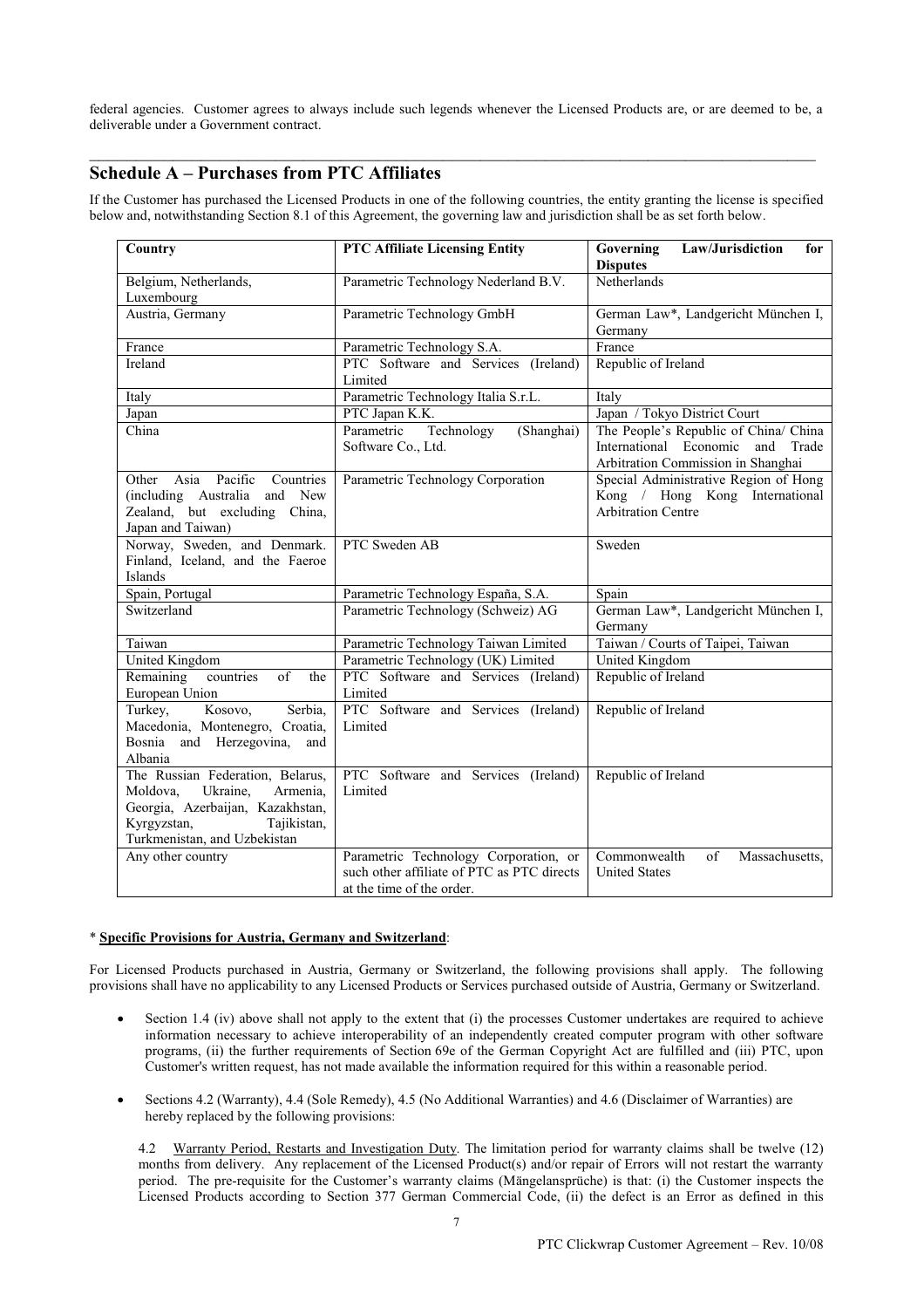federal agencies. Customer agrees to always include such legends whenever the Licensed Products are, or are deemed to be, a deliverable under a Government contract.

## Schedule A – Purchases from PTC Affiliates

If the Customer has purchased the Licensed Products in one of the following countries, the entity granting the license is specified below and, notwithstanding Section 8.1 of this Agreement, the governing law and jurisdiction shall be as set forth below.

| Country | PTC Affiliate Licensing Entity | Governing Law/Jurisdiction for Disputes |
|---|---|---|
| Belgium, Netherlands, Luxembourg | Parametric Technology Nederland B.V. | Netherlands |
| Austria, Germany | Parametric Technology GmbH | German Law*, Landgericht München I, Germany |
| France | Parametric Technology S.A. | France |
| Ireland | PTC Software and Services (Ireland) Limited | Republic of Ireland |
| Italy | Parametric Technology Italia S.r.L. | Italy |
| Japan | PTC Japan K.K. | Japan / Tokyo District Court |
| China | Parametric Technology (Shanghai) Software Co., Ltd. | The People's Republic of China/ China International Economic and Trade Arbitration Commission in Shanghai |
| Other Asia Pacific Countries (including Australia and New Zealand, but excluding China, Japan and Taiwan) | Parametric Technology Corporation | Special Administrative Region of Hong Kong / Hong Kong International Arbitration Centre |
| Norway, Sweden, and Denmark. Finland, Iceland, and the Faeroe Islands | PTC Sweden AB | Sweden |
| Spain, Portugal | Parametric Technology España, S.A. | Spain |
| Switzerland | Parametric Technology (Schweiz) AG | German Law*, Landgericht München I, Germany |
| Taiwan | Parametric Technology Taiwan Limited | Taiwan / Courts of Taipei, Taiwan |
| United Kingdom | Parametric Technology (UK) Limited | United Kingdom |
| Remaining countries of the European Union | PTC Software and Services (Ireland) Limited | Republic of Ireland |
| Turkey, Kosovo, Serbia, Macedonia, Montenegro, Croatia, Bosnia and Herzegovina, and Albania | PTC Software and Services (Ireland) Limited | Republic of Ireland |
| The Russian Federation, Belarus, Moldova, Ukraine, Armenia, Georgia, Azerbaijan, Kazakhstan, Kyrgyzstan, Tajikistan, Turkmenistan, and Uzbekistan | PTC Software and Services (Ireland) Limited | Republic of Ireland |
| Any other country | Parametric Technology Corporation, or such other affiliate of PTC as PTC directs at the time of the order. | Commonwealth of Massachusetts, United States |

\* **Specific Provisions for Austria, Germany and Switzerland**:

For Licensed Products purchased in Austria, Germany or Switzerland, the following provisions shall apply. The following provisions shall have no applicability to any Licensed Products or Services purchased outside of Austria, Germany or Switzerland.

- Section 1.4 (iv) above shall not apply to the extent that (i) the processes Customer undertakes are required to achieve information necessary to achieve interoperability of an independently created computer program with other software programs, (ii) the further requirements of Section 69e of the German Copyright Act are fulfilled and (iii) PTC, upon Customer's written request, has not made available the information required for this within a reasonable period.
- Sections 4.2 (Warranty), 4.4 (Sole Remedy), 4.5 (No Additional Warranties) and 4.6 (Disclaimer of Warranties) are hereby replaced by the following provisions:

4.2 Warranty Period, Restarts and Investigation Duty. The limitation period for warranty claims shall be twelve (12) months from delivery. Any replacement of the Licensed Product(s) and/or repair of Errors will not restart the warranty period. The pre-requisite for the Customer's warranty claims (Mängelansprüche) is that: (i) the Customer inspects the Licensed Products according to Section 377 German Commercial Code, (ii) the defect is an Error as defined in this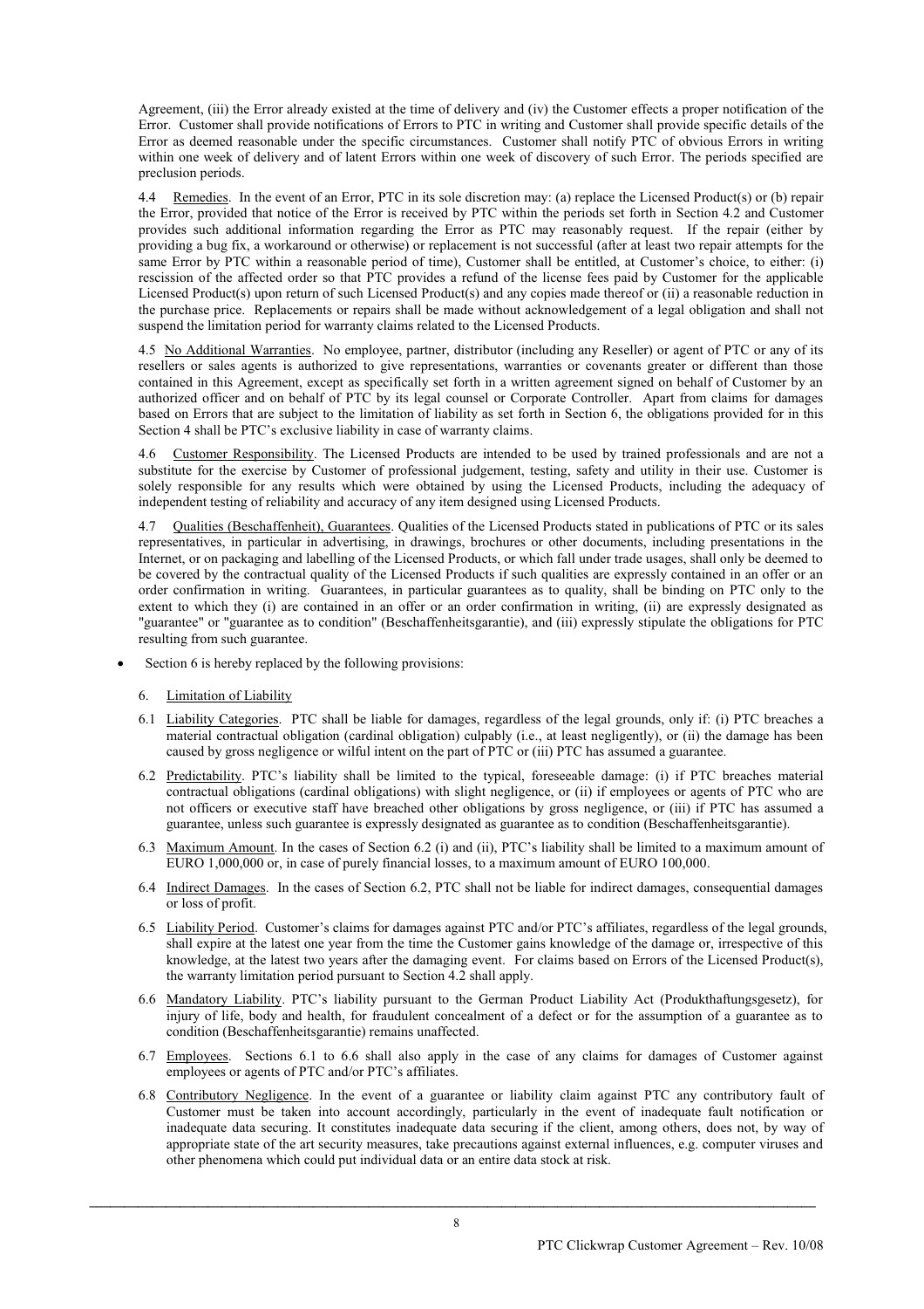Agreement, (iii) the Error already existed at the time of delivery and (iv) the Customer effects a proper notification of the Error. Customer shall provide notifications of Errors to PTC in writing and Customer shall provide specific details of the Error as deemed reasonable under the specific circumstances. Customer shall notify PTC of obvious Errors in writing within one week of delivery and of latent Errors within one week of discovery of such Error. The periods specified are preclusion periods.

4.4 Remedies. In the event of an Error, PTC in its sole discretion may: (a) replace the Licensed Product(s) or (b) repair the Error, provided that notice of the Error is received by PTC within the periods set forth in Section 4.2 and Customer provides such additional information regarding the Error as PTC may reasonably request. If the repair (either by providing a bug fix, a workaround or otherwise) or replacement is not successful (after at least two repair attempts for the same Error by PTC within a reasonable period of time), Customer shall be entitled, at Customer's choice, to either: (i) rescission of the affected order so that PTC provides a refund of the license fees paid by Customer for the applicable Licensed Product(s) upon return of such Licensed Product(s) and any copies made thereof or (ii) a reasonable reduction in the purchase price. Replacements or repairs shall be made without acknowledgement of a legal obligation and shall not suspend the limitation period for warranty claims related to the Licensed Products.

4.5 No Additional Warranties. No employee, partner, distributor (including any Reseller) or agent of PTC or any of its resellers or sales agents is authorized to give representations, warranties or covenants greater or different than those contained in this Agreement, except as specifically set forth in a written agreement signed on behalf of Customer by an authorized officer and on behalf of PTC by its legal counsel or Corporate Controller. Apart from claims for damages based on Errors that are subject to the limitation of liability as set forth in Section 6, the obligations provided for in this Section 4 shall be PTC's exclusive liability in case of warranty claims.

4.6 Customer Responsibility. The Licensed Products are intended to be used by trained professionals and are not a substitute for the exercise by Customer of professional judgement, testing, safety and utility in their use. Customer is solely responsible for any results which were obtained by using the Licensed Products, including the adequacy of independent testing of reliability and accuracy of any item designed using Licensed Products.

4.7 Qualities (Beschaffenheit), Guarantees. Qualities of the Licensed Products stated in publications of PTC or its sales representatives, in particular in advertising, in drawings, brochures or other documents, including presentations in the Internet, or on packaging and labelling of the Licensed Products, or which fall under trade usages, shall only be deemed to be covered by the contractual quality of the Licensed Products if such qualities are expressly contained in an offer or an order confirmation in writing. Guarantees, in particular guarantees as to quality, shall be binding on PTC only to the extent to which they (i) are contained in an offer or an order confirmation in writing, (ii) are expressly designated as "guarantee" or "guarantee as to condition" (Beschaffenheitsgarantie), and (iii) expressly stipulate the obligations for PTC resulting from such guarantee.

- Section 6 is hereby replaced by the following provisions:

6. Limitation of Liability

6.1 Liability Categories. PTC shall be liable for damages, regardless of the legal grounds, only if: (i) PTC breaches a material contractual obligation (cardinal obligation) culpably (i.e., at least negligently), or (ii) the damage has been caused by gross negligence or wilful intent on the part of PTC or (iii) PTC has assumed a guarantee.

6.2 Predictability. PTC's liability shall be limited to the typical, foreseeable damage: (i) if PTC breaches material contractual obligations (cardinal obligations) with slight negligence, or (ii) if employees or agents of PTC who are not officers or executive staff have breached other obligations by gross negligence, or (iii) if PTC has assumed a guarantee, unless such guarantee is expressly designated as guarantee as to condition (Beschaffenheitsgarantie).

6.3 Maximum Amount. In the cases of Section 6.2 (i) and (ii), PTC's liability shall be limited to a maximum amount of EURO 1,000,000 or, in case of purely financial losses, to a maximum amount of EURO 100,000.

6.4 Indirect Damages. In the cases of Section 6.2, PTC shall not be liable for indirect damages, consequential damages or loss of profit.

6.5 Liability Period. Customer's claims for damages against PTC and/or PTC's affiliates, regardless of the legal grounds, shall expire at the latest one year from the time the Customer gains knowledge of the damage or, irrespective of this knowledge, at the latest two years after the damaging event. For claims based on Errors of the Licensed Product(s), the warranty limitation period pursuant to Section 4.2 shall apply.

6.6 Mandatory Liability. PTC's liability pursuant to the German Product Liability Act (Produkthaftungsgesetz), for injury of life, body and health, for fraudulent concealment of a defect or for the assumption of a guarantee as to condition (Beschaffenheitsgarantie) remains unaffected.

6.7 Employees. Sections 6.1 to 6.6 shall also apply in the case of any claims for damages of Customer against employees or agents of PTC and/or PTC's affiliates.

6.8 Contributory Negligence. In the event of a guarantee or liability claim against PTC any contributory fault of Customer must be taken into account accordingly, particularly in the event of inadequate fault notification or inadequate data securing. It constitutes inadequate data securing if the client, among others, does not, by way of appropriate state of the art security measures, take precautions against external influences, e.g. computer viruses and other phenomena which could put individual data or an entire data stock at risk.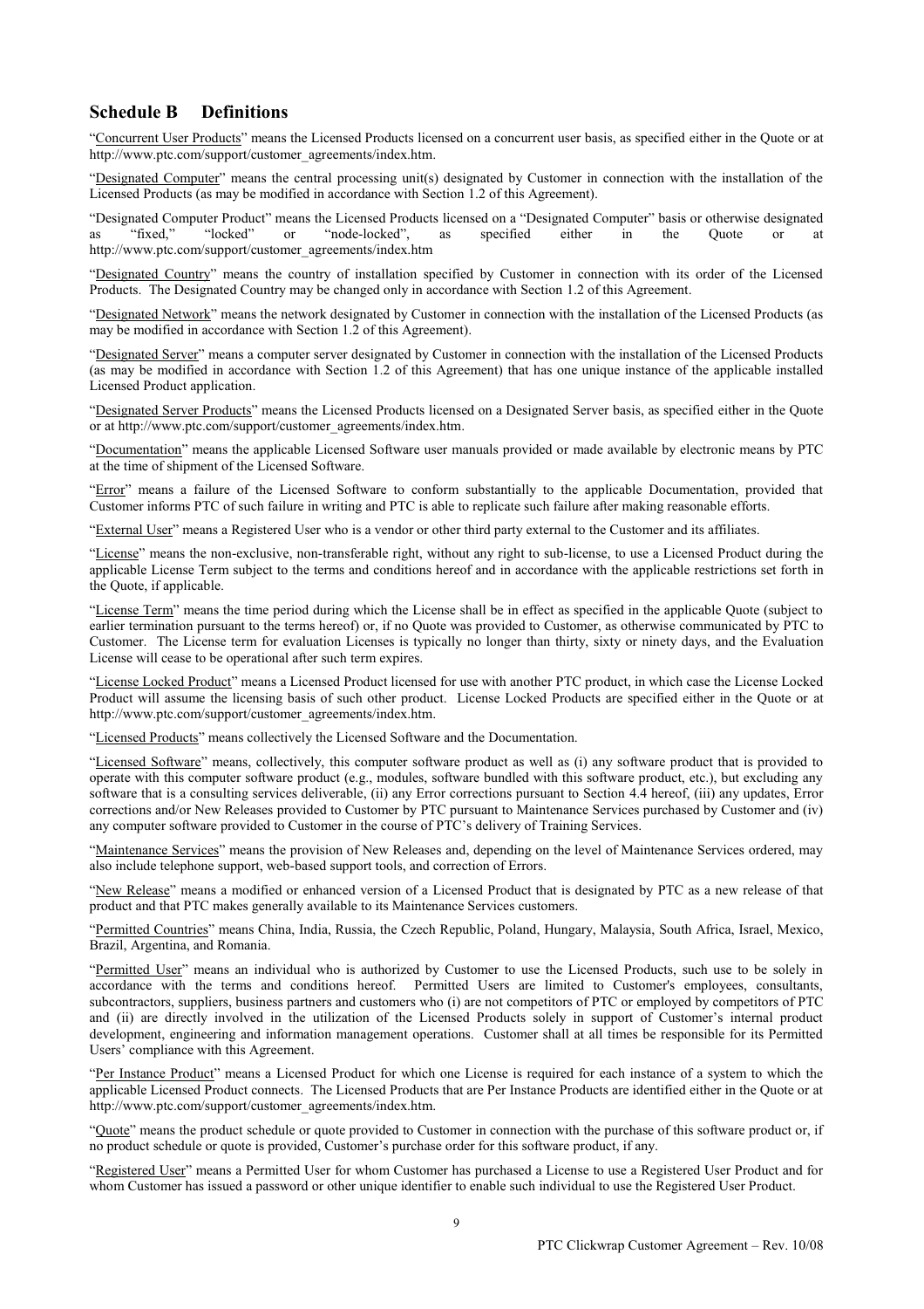## Schedule B Definitions

"Concurrent User Products" means the Licensed Products licensed on a concurrent user basis, as specified either in the Quote or at http://www.ptc.com/support/customer_agreements/index.htm.

"Designated Computer" means the central processing unit(s) designated by Customer in connection with the installation of the Licensed Products (as may be modified in accordance with Section 1.2 of this Agreement).

"Designated Computer Product" means the Licensed Products licensed on a "Designated Computer" basis or otherwise designated as "fixed," "locked" or "node-locked", as specified either in the Quote or at http://www.ptc.com/support/customer_agreements/index.htm

"Designated Country" means the country of installation specified by Customer in connection with its order of the Licensed Products. The Designated Country may be changed only in accordance with Section 1.2 of this Agreement.

"Designated Network" means the network designated by Customer in connection with the installation of the Licensed Products (as may be modified in accordance with Section 1.2 of this Agreement).

"Designated Server" means a computer server designated by Customer in connection with the installation of the Licensed Products (as may be modified in accordance with Section 1.2 of this Agreement) that has one unique instance of the applicable installed Licensed Product application.

"Designated Server Products" means the Licensed Products licensed on a Designated Server basis, as specified either in the Quote or at http://www.ptc.com/support/customer_agreements/index.htm.

"Documentation" means the applicable Licensed Software user manuals provided or made available by electronic means by PTC at the time of shipment of the Licensed Software.

"Error" means a failure of the Licensed Software to conform substantially to the applicable Documentation, provided that Customer informs PTC of such failure in writing and PTC is able to replicate such failure after making reasonable efforts.

"External User" means a Registered User who is a vendor or other third party external to the Customer and its affiliates.

"License" means the non-exclusive, non-transferable right, without any right to sub-license, to use a Licensed Product during the applicable License Term subject to the terms and conditions hereof and in accordance with the applicable restrictions set forth in the Quote, if applicable.

"License Term" means the time period during which the License shall be in effect as specified in the applicable Quote (subject to earlier termination pursuant to the terms hereof) or, if no Quote was provided to Customer, as otherwise communicated by PTC to Customer. The License term for evaluation Licenses is typically no longer than thirty, sixty or ninety days, and the Evaluation License will cease to be operational after such term expires.

"License Locked Product" means a Licensed Product licensed for use with another PTC product, in which case the License Locked Product will assume the licensing basis of such other product. License Locked Products are specified either in the Quote or at http://www.ptc.com/support/customer_agreements/index.htm.

"Licensed Products" means collectively the Licensed Software and the Documentation.

"Licensed Software" means, collectively, this computer software product as well as (i) any software product that is provided to operate with this computer software product (e.g., modules, software bundled with this software product, etc.), but excluding any software that is a consulting services deliverable, (ii) any Error corrections pursuant to Section 4.4 hereof, (iii) any updates, Error corrections and/or New Releases provided to Customer by PTC pursuant to Maintenance Services purchased by Customer and (iv) any computer software provided to Customer in the course of PTC's delivery of Training Services.

"Maintenance Services" means the provision of New Releases and, depending on the level of Maintenance Services ordered, may also include telephone support, web-based support tools, and correction of Errors.

"New Release" means a modified or enhanced version of a Licensed Product that is designated by PTC as a new release of that product and that PTC makes generally available to its Maintenance Services customers.

"Permitted Countries" means China, India, Russia, the Czech Republic, Poland, Hungary, Malaysia, South Africa, Israel, Mexico, Brazil, Argentina, and Romania.

"Permitted User" means an individual who is authorized by Customer to use the Licensed Products, such use to be solely in accordance with the terms and conditions hereof. Permitted Users are limited to Customer's employees, consultants, subcontractors, suppliers, business partners and customers who (i) are not competitors of PTC or employed by competitors of PTC and (ii) are directly involved in the utilization of the Licensed Products solely in support of Customer's internal product development, engineering and information management operations. Customer shall at all times be responsible for its Permitted Users' compliance with this Agreement.

"Per Instance Product" means a Licensed Product for which one License is required for each instance of a system to which the applicable Licensed Product connects. The Licensed Products that are Per Instance Products are identified either in the Quote or at http://www.ptc.com/support/customer_agreements/index.htm.

"Quote" means the product schedule or quote provided to Customer in connection with the purchase of this software product or, if no product schedule or quote is provided, Customer's purchase order for this software product, if any.

"Registered User" means a Permitted User for whom Customer has purchased a License to use a Registered User Product and for whom Customer has issued a password or other unique identifier to enable such individual to use the Registered User Product.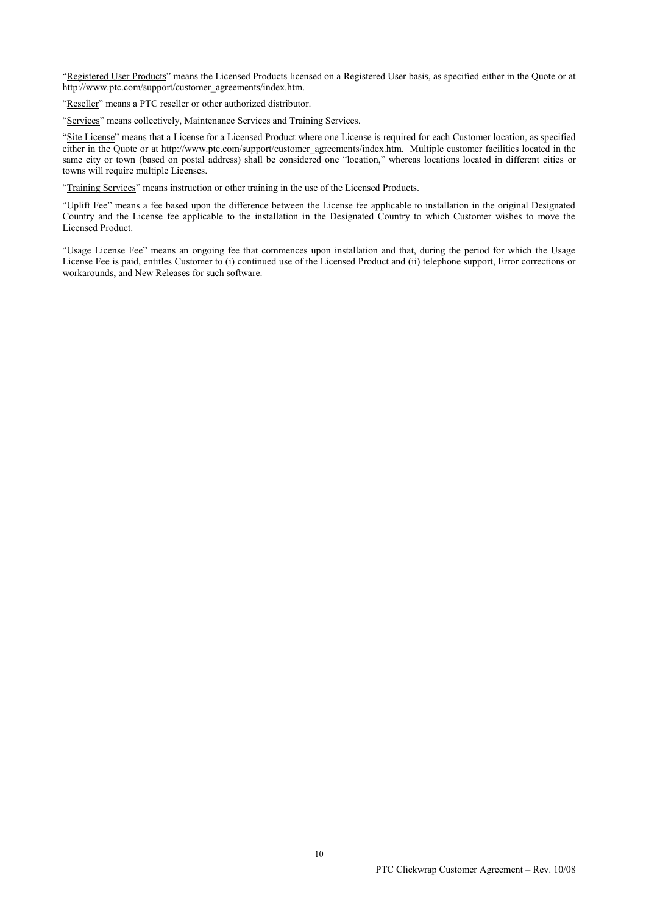"Registered User Products" means the Licensed Products licensed on a Registered User basis, as specified either in the Quote or at http://www.ptc.com/support/customer_agreements/index.htm.

"Reseller" means a PTC reseller or other authorized distributor.

"Services" means collectively, Maintenance Services and Training Services.

"Site License" means that a License for a Licensed Product where one License is required for each Customer location, as specified either in the Quote or at http://www.ptc.com/support/customer_agreements/index.htm. Multiple customer facilities located in the same city or town (based on postal address) shall be considered one "location," whereas locations located in different cities or towns will require multiple Licenses.

"Training Services" means instruction or other training in the use of the Licensed Products.

"Uplift Fee" means a fee based upon the difference between the License fee applicable to installation in the original Designated Country and the License fee applicable to the installation in the Designated Country to which Customer wishes to move the Licensed Product.

"Usage License Fee" means an ongoing fee that commences upon installation and that, during the period for which the Usage License Fee is paid, entitles Customer to (i) continued use of the Licensed Product and (ii) telephone support, Error corrections or workarounds, and New Releases for such software.